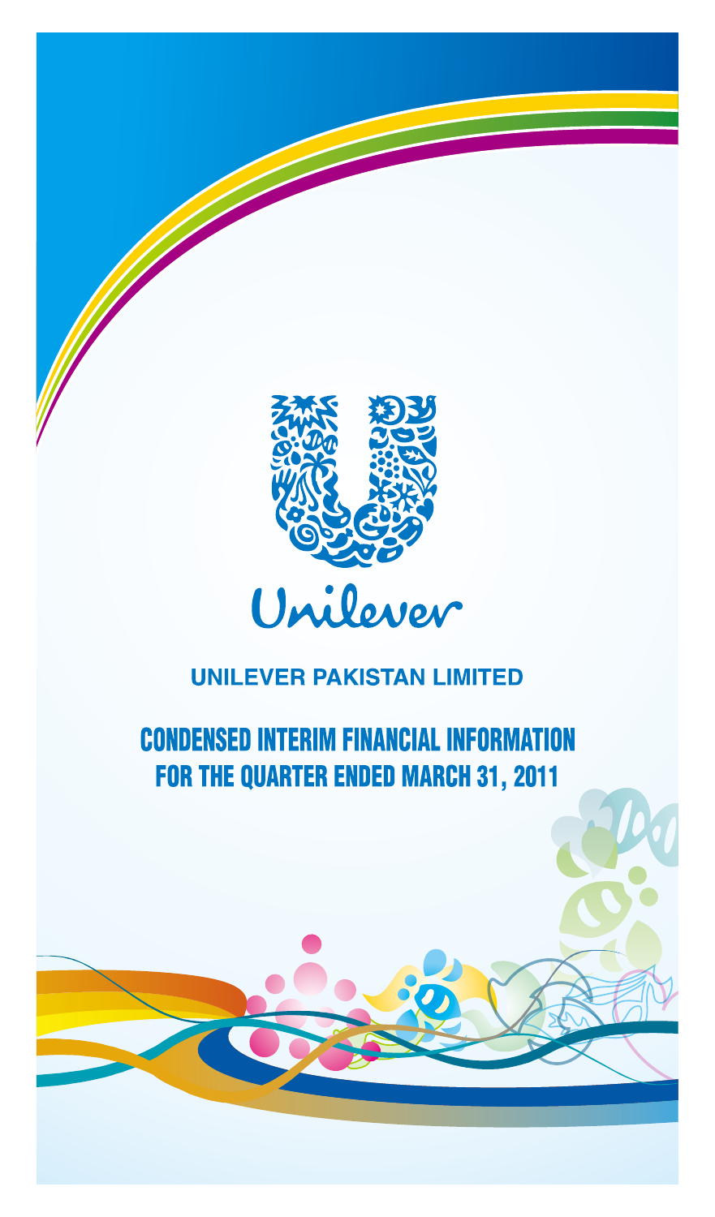Unilever

# UNILEVER PAKISTAN LIMITED

## CONDENSED INTERIM FINANCIAL INFORMATION FOR THE QUARTER ENDED MARCH 31, 2011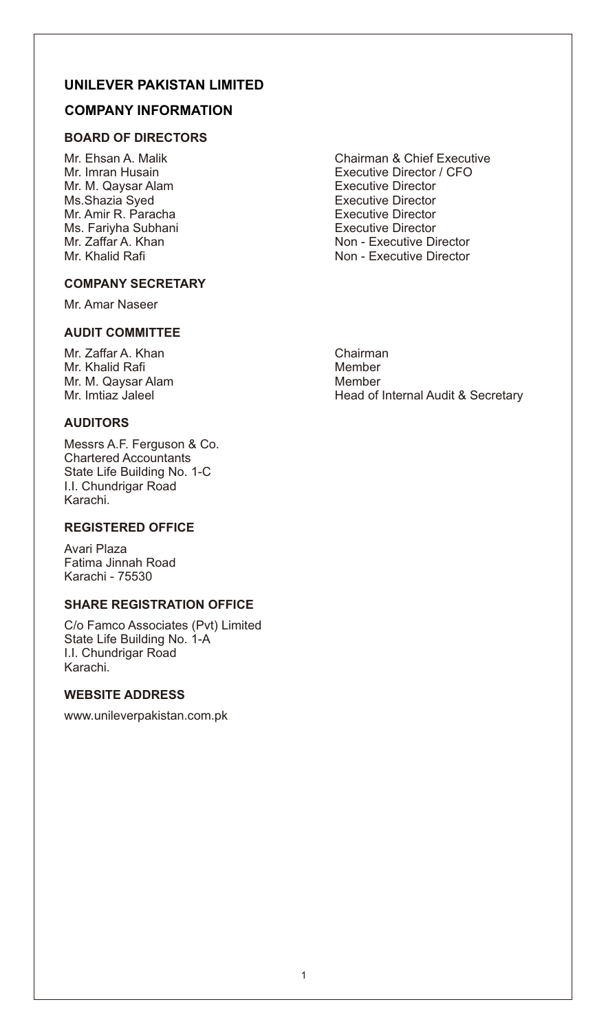# UNILEVER PAKISTAN LIMITED

## COMPANY INFORMATION

### BOARD OF DIRECTORS

| | |
|---|---|
| Mr. Ehsan A. Malik | Chairman & Chief Executive |
| Mr. Imran Husain | Executive Director / CFO |
| Mr. M. Qaysar Alam | Executive Director |
| Ms.Shazia Syed | Executive Director |
| Mr. Amir R. Paracha | Executive Director |
| Ms. Fariyha Subhani | Executive Director |
| Mr. Zaffar A. Khan | Non - Executive Director |
| Mr. Khalid Rafi | Non - Executive Director |

### COMPANY SECRETARY

Mr. Amar Naseer

### AUDIT COMMITTEE

| | |
|---|---|
| Mr. Zaffar A. Khan | Chairman |
| Mr. Khalid Rafi | Member |
| Mr. M. Qaysar Alam | Member |
| Mr. Imtiaz Jaleel | Head of Internal Audit & Secretary |

### AUDITORS

Messrs A.F. Ferguson & Co.
Chartered Accountants
State Life Building No. 1-C
I.I. Chundrigar Road
Karachi.

### REGISTERED OFFICE

Avari Plaza
Fatima Jinnah Road
Karachi - 75530

### SHARE REGISTRATION OFFICE

C/o Famco Associates (Pvt) Limited
State Life Building No. 1-A
I.I. Chundrigar Road
Karachi.

### WEBSITE ADDRESS

www.unileverpakistan.com.pk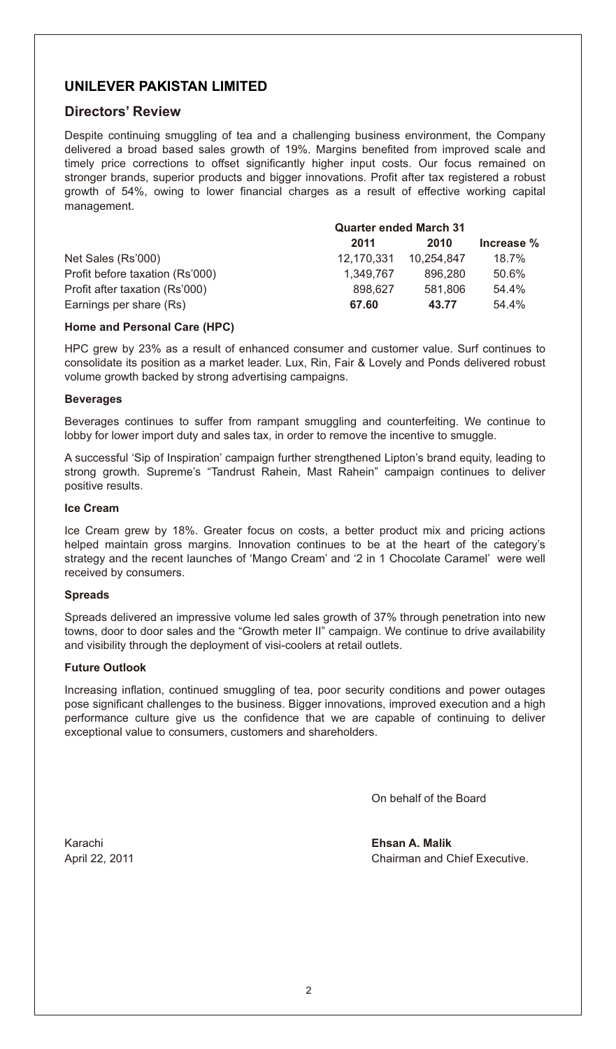# UNILEVER PAKISTAN LIMITED

## Directors' Review

Despite continuing smuggling of tea and a challenging business environment, the Company delivered a broad based sales growth of 19%. Margins benefited from improved scale and timely price corrections to offset significantly higher input costs. Our focus remained on stronger brands, superior products and bigger innovations. Profit after tax registered a robust growth of 54%, owing to lower financial charges as a result of effective working capital management.

| | Quarter ended March 31 | | |
|---|---|---|---|
| | **2011** | **2010** | **Increase %** |
| Net Sales (Rs'000) | 12,170,331 | 10,254,847 | 18.7% |
| Profit before taxation (Rs'000) | 1,349,767 | 896,280 | 50.6% |
| Profit after taxation (Rs'000) | 898,627 | 581,806 | 54.4% |
| Earnings per share (Rs) | **67.60** | **43.77** | 54.4% |

**Home and Personal Care (HPC)**

HPC grew by 23% as a result of enhanced consumer and customer value. Surf continues to consolidate its position as a market leader. Lux, Rin, Fair & Lovely and Ponds delivered robust volume growth backed by strong advertising campaigns.

**Beverages**

Beverages continues to suffer from rampant smuggling and counterfeiting. We continue to lobby for lower import duty and sales tax, in order to remove the incentive to smuggle.

A successful 'Sip of Inspiration' campaign further strengthened Lipton's brand equity, leading to strong growth. Supreme's "Tandrust Rahein, Mast Rahein" campaign continues to deliver positive results.

**Ice Cream**

Ice Cream grew by 18%. Greater focus on costs, a better product mix and pricing actions helped maintain gross margins. Innovation continues to be at the heart of the category's strategy and the recent launches of 'Mango Cream' and '2 in 1 Chocolate Caramel' were well received by consumers.

**Spreads**

Spreads delivered an impressive volume led sales growth of 37% through penetration into new towns, door to door sales and the "Growth meter II" campaign. We continue to drive availability and visibility through the deployment of visi-coolers at retail outlets.

**Future Outlook**

Increasing inflation, continued smuggling of tea, poor security conditions and power outages pose significant challenges to the business. Bigger innovations, improved execution and a high performance culture give us the confidence that we are capable of continuing to deliver exceptional value to consumers, customers and shareholders.

On behalf of the Board

Karachi
April 22, 2011

**Ehsan A. Malik**
Chairman and Chief Executive.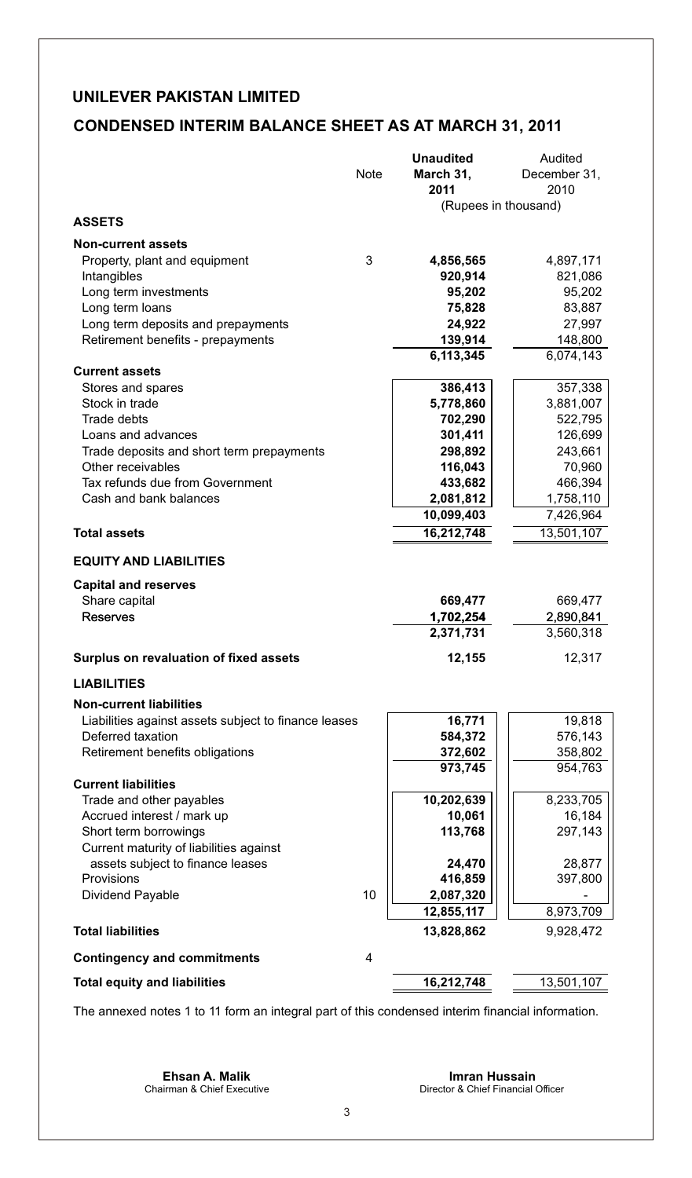## UNILEVER PAKISTAN LIMITED

## CONDENSED INTERIM BALANCE SHEET AS AT MARCH 31, 2011

| | Note | **Unaudited March 31, 2011** | Audited December 31, 2010 |
|---|---|---|---|
| | | (Rupees in thousand) | |
| **ASSETS** | | | |
| **Non-current assets** | | | |
| Property, plant and equipment | 3 | **4,856,565** | 4,897,171 |
| Intangibles | | **920,914** | 821,086 |
| Long term investments | | **95,202** | 95,202 |
| Long term loans | | **75,828** | 83,887 |
| Long term deposits and prepayments | | **24,922** | 27,997 |
| Retirement benefits - prepayments | | **139,914** | 148,800 |
| | | **6,113,345** | 6,074,143 |
| **Current assets** | | | |
| Stores and spares | | **386,413** | 357,338 |
| Stock in trade | | **5,778,860** | 3,881,007 |
| Trade debts | | **702,290** | 522,795 |
| Loans and advances | | **301,411** | 126,699 |
| Trade deposits and short term prepayments | | **298,892** | 243,661 |
| Other receivables | | **116,043** | 70,960 |
| Tax refunds due from Government | | **433,682** | 466,394 |
| Cash and bank balances | | **2,081,812** | 1,758,110 |
| | | **10,099,403** | 7,426,964 |
| **Total assets** | | **16,212,748** | 13,501,107 |
| **EQUITY AND LIABILITIES** | | | |
| **Capital and reserves** | | | |
| Share capital | | **669,477** | 669,477 |
| Reserves | | **1,702,254** | 2,890,841 |
| | | **2,371,731** | 3,560,318 |
| **Surplus on revaluation of fixed assets** | | **12,155** | 12,317 |
| **LIABILITIES** | | | |
| **Non-current liabilities** | | | |
| Liabilities against assets subject to finance leases | | **16,771** | 19,818 |
| Deferred taxation | | **584,372** | 576,143 |
| Retirement benefits obligations | | **372,602** | 358,802 |
| | | **973,745** | 954,763 |
| **Current liabilities** | | | |
| Trade and other payables | | **10,202,639** | 8,233,705 |
| Accrued interest / mark up | | **10,061** | 16,184 |
| Short term borrowings | | **113,768** | 297,143 |
| Current maturity of liabilities against assets subject to finance leases | | **24,470** | 28,877 |
| Provisions | | **416,859** | 397,800 |
| Dividend Payable | 10 | **2,087,320** | - |
| | | **12,855,117** | 8,973,709 |
| **Total liabilities** | | **13,828,862** | 9,928,472 |
| **Contingency and commitments** | 4 | | |
| **Total equity and liabilities** | | **16,212,748** | 13,501,107 |

The annexed notes 1 to 11 form an integral part of this condensed interim financial information.

**Ehsan A. Malik**
Chairman & Chief Executive

**Imran Hussain**
Director & Chief Financial Officer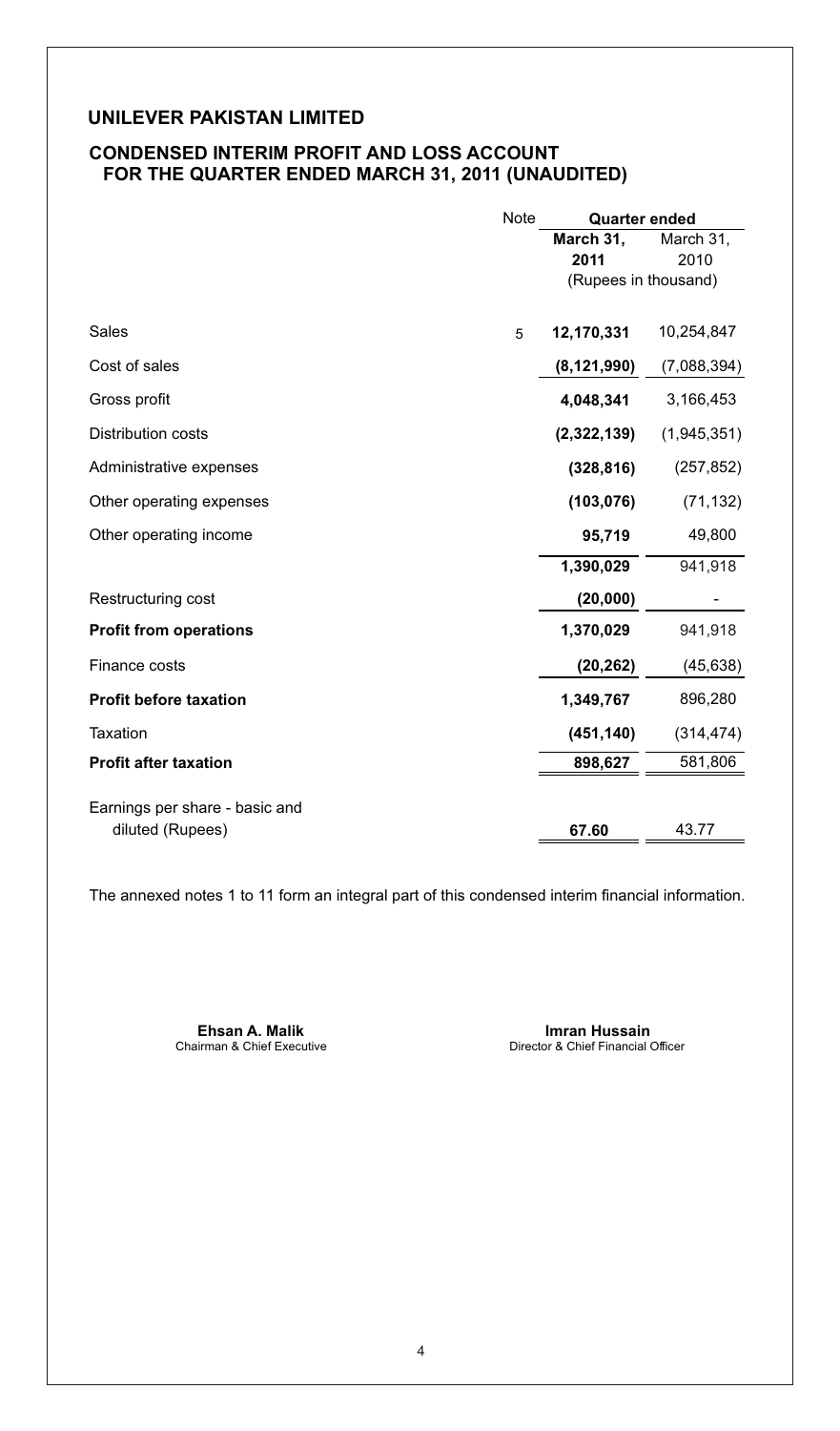## UNILEVER PAKISTAN LIMITED

### CONDENSED INTERIM PROFIT AND LOSS ACCOUNT FOR THE QUARTER ENDED MARCH 31, 2011 (UNAUDITED)

| | Note | Quarter ended | |
|---|---|---|---|
| | | **March 31, 2011** | March 31, 2010 |
| | | (Rupees in thousand) | |
| Sales | 5 | **12,170,331** | 10,254,847 |
| Cost of sales | | **(8,121,990)** | (7,088,394) |
| Gross profit | | **4,048,341** | 3,166,453 |
| Distribution costs | | **(2,322,139)** | (1,945,351) |
| Administrative expenses | | **(328,816)** | (257,852) |
| Other operating expenses | | **(103,076)** | (71,132) |
| Other operating income | | **95,719** | 49,800 |
| | | **1,390,029** | 941,918 |
| Restructuring cost | | **(20,000)** | - |
| **Profit from operations** | | **1,370,029** | 941,918 |
| Finance costs | | **(20,262)** | (45,638) |
| **Profit before taxation** | | **1,349,767** | 896,280 |
| Taxation | | **(451,140)** | (314,474) |
| **Profit after taxation** | | **898,627** | 581,806 |
| Earnings per share - basic and diluted (Rupees) | | **67.60** | 43.77 |

The annexed notes 1 to 11 form an integral part of this condensed interim financial information.

**Ehsan A. Malik**
Chairman & Chief Executive

**Imran Hussain**
Director & Chief Financial Officer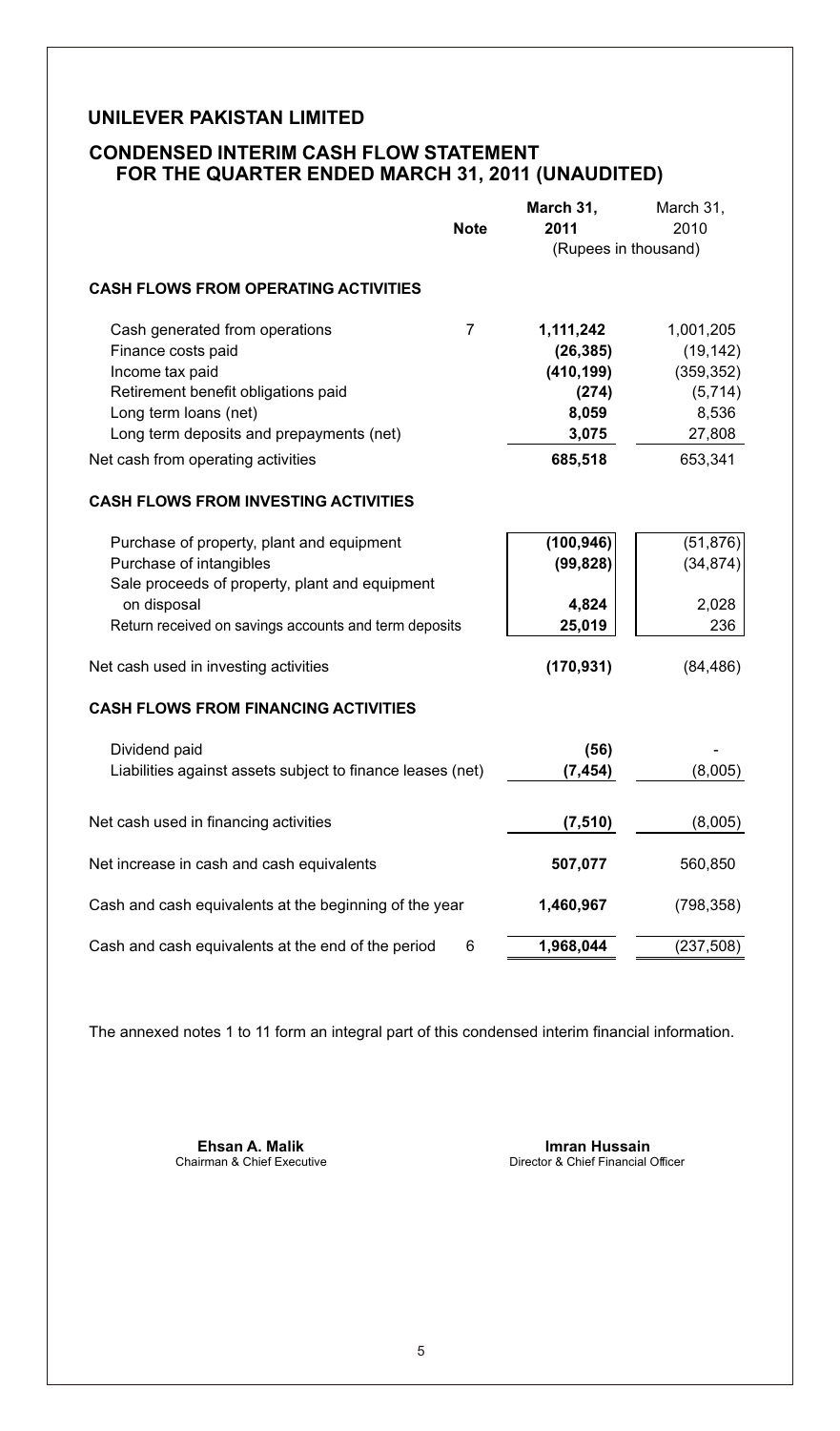# UNILEVER PAKISTAN LIMITED

## CONDENSED INTERIM CASH FLOW STATEMENT FOR THE QUARTER ENDED MARCH 31, 2011 (UNAUDITED)

| | Note | March 31, 2011 | March 31, 2010 |
|---|---|---|---|
| | | (Rupees in thousand) | |
| **CASH FLOWS FROM OPERATING ACTIVITIES** | | | |
| Cash generated from operations | 7 | **1,111,242** | 1,001,205 |
| Finance costs paid | | **(26,385)** | (19,142) |
| Income tax paid | | **(410,199)** | (359,352) |
| Retirement benefit obligations paid | | **(274)** | (5,714) |
| Long term loans (net) | | **8,059** | 8,536 |
| Long term deposits and prepayments (net) | | **3,075** | 27,808 |
| Net cash from operating activities | | **685,518** | 653,341 |
| **CASH FLOWS FROM INVESTING ACTIVITIES** | | | |
| Purchase of property, plant and equipment | | **(100,946)** | (51,876) |
| Purchase of intangibles | | **(99,828)** | (34,874) |
| Sale proceeds of property, plant and equipment on disposal | | **4,824** | 2,028 |
| Return received on savings accounts and term deposits | | **25,019** | 236 |
| Net cash used in investing activities | | **(170,931)** | (84,486) |
| **CASH FLOWS FROM FINANCING ACTIVITIES** | | | |
| Dividend paid | | **(56)** | - |
| Liabilities against assets subject to finance leases (net) | | **(7,454)** | (8,005) |
| Net cash used in financing activities | | **(7,510)** | (8,005) |
| Net increase in cash and cash equivalents | | **507,077** | 560,850 |
| Cash and cash equivalents at the beginning of the year | | **1,460,967** | (798,358) |
| Cash and cash equivalents at the end of the period | 6 | **1,968,044** | (237,508) |

The annexed notes 1 to 11 form an integral part of this condensed interim financial information.

**Ehsan A. Malik**
Chairman & Chief Executive

**Imran Hussain**
Director & Chief Financial Officer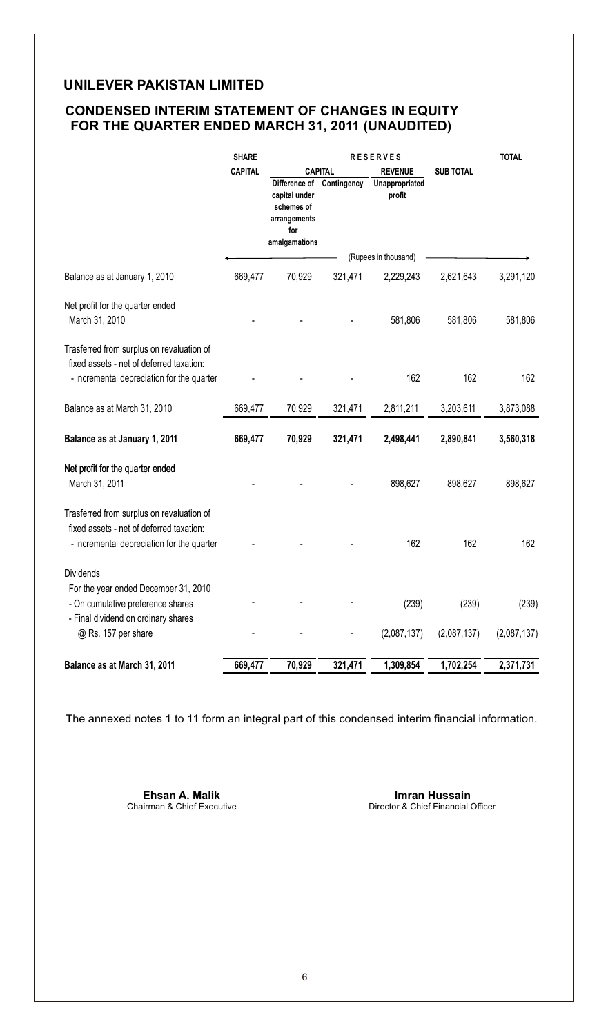## UNILEVER PAKISTAN LIMITED

## CONDENSED INTERIM STATEMENT OF CHANGES IN EQUITY FOR THE QUARTER ENDED MARCH 31, 2011 (UNAUDITED)

| | SHARE CAPITAL | RESERVES | | | | TOTAL |
|---|---|---|---|---|---|---|
| | | CAPITAL | | REVENUE | SUB TOTAL | |
| | | Difference of capital under schemes of arrangements for amalgamations | Contingency | Unappropriated profit | | |
| | (Rupees in thousand) | | | | | |
| Balance as at January 1, 2010 | 669,477 | 70,929 | 321,471 | 2,229,243 | 2,621,643 | 3,291,120 |
| Net profit for the quarter ended March 31, 2010 | - | - | - | 581,806 | 581,806 | 581,806 |
| Trasferred from surplus on revaluation of fixed assets - net of deferred taxation: - incremental depreciation for the quarter | - | - | - | 162 | 162 | 162 |
| Balance as at March 31, 2010 | 669,477 | 70,929 | 321,471 | 2,811,211 | 3,203,611 | 3,873,088 |
| **Balance as at January 1, 2011** | **669,477** | **70,929** | **321,471** | **2,498,441** | **2,890,841** | **3,560,318** |
| Net profit for the quarter ended March 31, 2011 | - | - | - | 898,627 | 898,627 | 898,627 |
| Trasferred from surplus on revaluation of fixed assets - net of deferred taxation: - incremental depreciation for the quarter | - | - | - | 162 | 162 | 162 |
| Dividends | | | | | | |
| For the year ended December 31, 2010 | | | | | | |
| - On cumulative preference shares | - | - | - | (239) | (239) | (239) |
| - Final dividend on ordinary shares @ Rs. 157 per share | - | - | - | (2,087,137) | (2,087,137) | (2,087,137) |
| **Balance as at March 31, 2011** | **669,477** | **70,929** | **321,471** | **1,309,854** | **1,702,254** | **2,371,731** |

The annexed notes 1 to 11 form an integral part of this condensed interim financial information.

**Ehsan A. Malik**
Chairman & Chief Executive

**Imran Hussain**
Director & Chief Financial Officer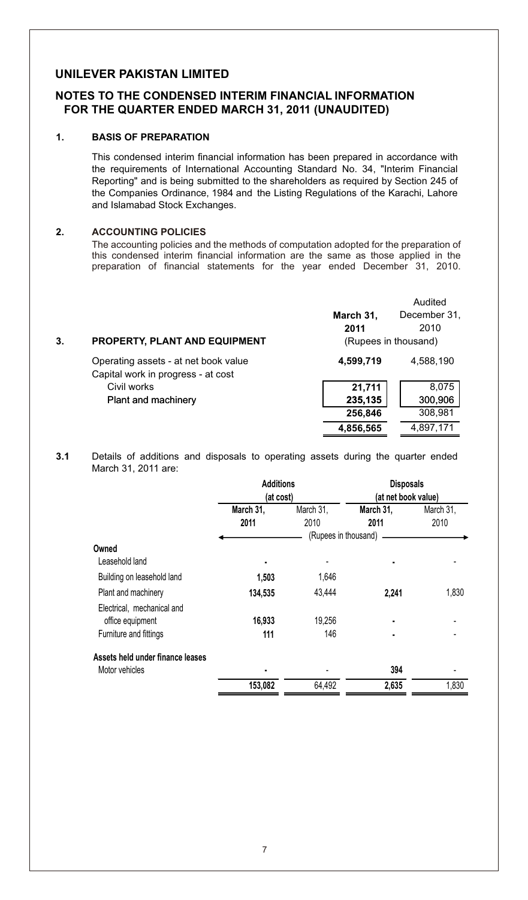# UNILEVER PAKISTAN LIMITED

## NOTES TO THE CONDENSED INTERIM FINANCIAL INFORMATION FOR THE QUARTER ENDED MARCH 31, 2011 (UNAUDITED)

### 1. BASIS OF PREPARATION

This condensed interim financial information has been prepared in accordance with the requirements of International Accounting Standard No. 34, "Interim Financial Reporting" and is being submitted to the shareholders as required by Section 245 of the Companies Ordinance, 1984 and the Listing Regulations of the Karachi, Lahore and Islamabad Stock Exchanges.

### 2. ACCOUNTING POLICIES

The accounting policies and the methods of computation adopted for the preparation of this condensed interim financial information are the same as those applied in the preparation of financial statements for the year ended December 31, 2010.

### 3. PROPERTY, PLANT AND EQUIPMENT

| | **March 31, 2011** | Audited December 31, 2010 |
|---|---|---|
| | (Rupees in thousand) | |
| Operating assets - at net book value | **4,599,719** | 4,588,190 |
| Capital work in progress - at cost | | |
| Civil works | **21,711** | 8,075 |
| **Plant and machinery** | **235,135** | **300,906** |
| | **256,846** | 308,981 |
| | **4,856,565** | 4,897,171 |

**3.1** Details of additions and disposals to operating assets during the quarter ended March 31, 2011 are:

| | **Additions (at cost)** | | **Disposals (at net book value)** | |
|---|---|---|---|---|
| | **March 31, 2011** | March 31, 2010 | **March 31, 2011** | March 31, 2010 |
| | (Rupees in thousand) | | | |
| **Owned** | | | | |
| Leasehold land | **-** | - | **-** | - |
| Building on leasehold land | **1,503** | 1,646 | | |
| Plant and machinery | **134,535** | 43,444 | **2,241** | 1,830 |
| Electrical, mechanical and office equipment | **16,933** | 19,256 | **-** | - |
| Furniture and fittings | **111** | 146 | **-** | - |
| **Assets held under finance leases** | | | | |
| Motor vehicles | **-** | - | **394** | - |
| | **153,082** | 64,492 | **2,635** | 1,830 |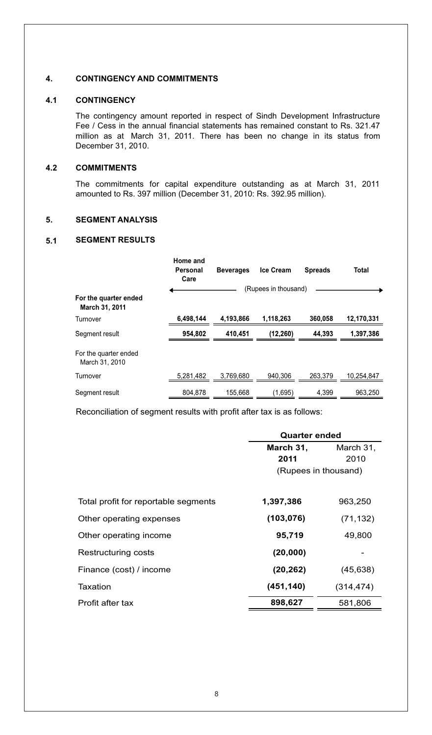## 4. CONTINGENCY AND COMMITMENTS

### 4.1 CONTINGENCY

The contingency amount reported in respect of Sindh Development Infrastructure Fee / Cess in the annual financial statements has remained constant to Rs. 321.47 million as at March 31, 2011. There has been no change in its status from December 31, 2010.

### 4.2 COMMITMENTS

The commitments for capital expenditure outstanding as at March 31, 2011 amounted to Rs. 397 million (December 31, 2010: Rs. 392.95 million).

## 5. SEGMENT ANALYSIS

### 5.1 SEGMENT RESULTS

| | Home and Personal Care | Beverages | Ice Cream | Spreads | Total |
|---|---|---|---|---|---|
| | (Rupees in thousand) | | | | |
| **For the quarter ended March 31, 2011** | | | | | |
| Turnover | **6,498,144** | **4,193,866** | **1,118,263** | **360,058** | **12,170,331** |
| Segment result | **954,802** | **410,451** | **(12,260)** | **44,393** | **1,397,386** |
| For the quarter ended March 31, 2010 | | | | | |
| Turnover | 5,281,482 | 3,769,680 | 940,306 | 263,379 | 10,254,847 |
| Segment result | 804,878 | 155,668 | (1,695) | 4,399 | 963,250 |

Reconciliation of segment results with profit after tax is as follows:

| | Quarter ended | |
|---|---|---|
| | **March 31, 2011** | March 31, 2010 |
| | (Rupees in thousand) | |
| Total profit for reportable segments | **1,397,386** | 963,250 |
| Other operating expenses | **(103,076)** | (71,132) |
| Other operating income | **95,719** | 49,800 |
| Restructuring costs | **(20,000)** | - |
| Finance (cost) / income | **(20,262)** | (45,638) |
| Taxation | **(451,140)** | (314,474) |
| Profit after tax | **898,627** | 581,806 |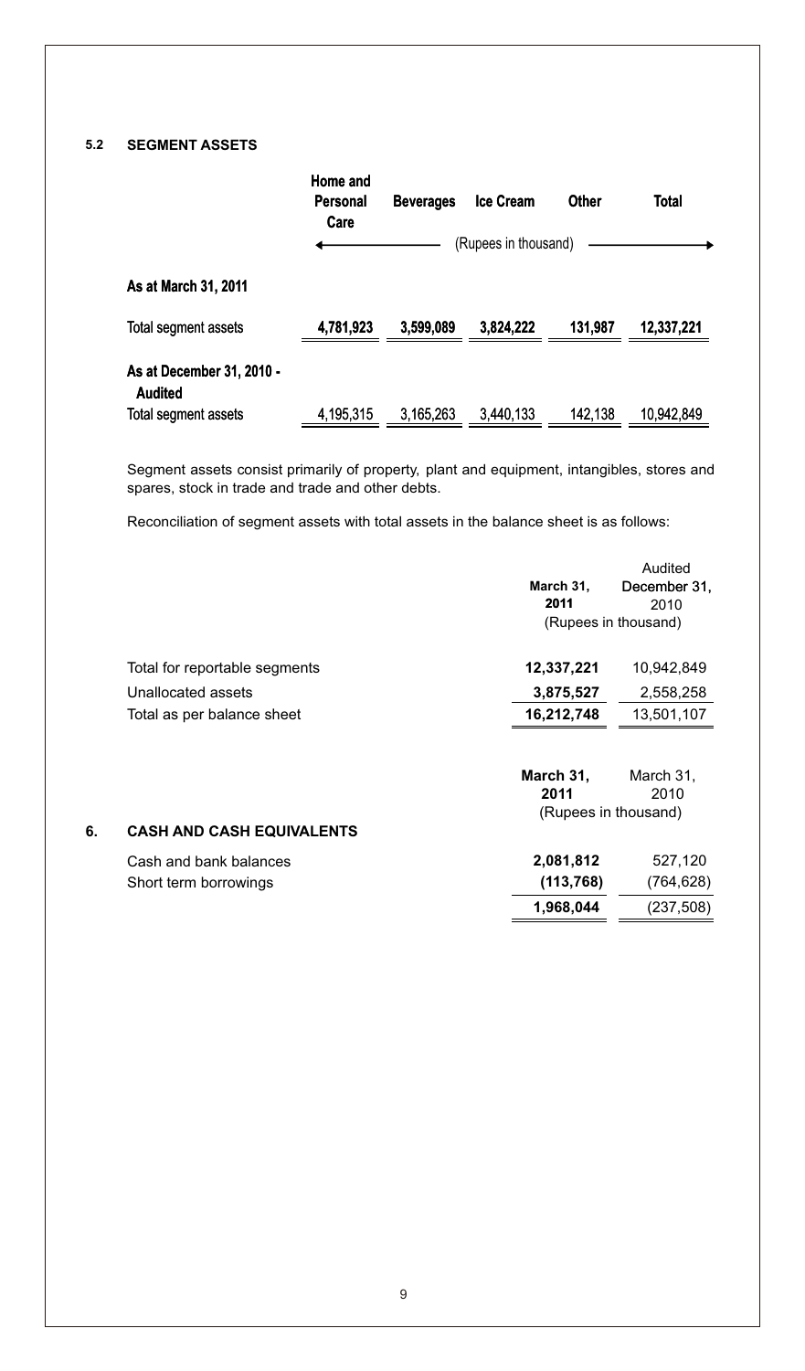### 5.2 SEGMENT ASSETS

| | Home and Personal Care | Beverages | Ice Cream | Other | Total |
|---|---|---|---|---|---|
| | (Rupees in thousand) | | | | |
| **As at March 31, 2011** | | | | | |
| Total segment assets | **4,781,923** | **3,599,089** | **3,824,222** | **131,987** | **12,337,221** |
| **As at December 31, 2010 - Audited** | | | | | |
| Total segment assets | 4,195,315 | 3,165,263 | 3,440,133 | 142,138 | 10,942,849 |

Segment assets consist primarily of property, plant and equipment, intangibles, stores and spares, stock in trade and trade and other debts.

Reconciliation of segment assets with total assets in the balance sheet is as follows:

| | March 31, 2011 | Audited December 31, 2010 |
|---|---|---|
| | (Rupees in thousand) | |
| Total for reportable segments | **12,337,221** | 10,942,849 |
| Unallocated assets | **3,875,527** | 2,558,258 |
| Total as per balance sheet | **16,212,748** | 13,501,107 |

## 6. CASH AND CASH EQUIVALENTS

| | March 31, 2011 | March 31, 2010 |
|---|---|---|
| | (Rupees in thousand) | |
| Cash and bank balances | **2,081,812** | 527,120 |
| Short term borrowings | **(113,768)** | (764,628) |
| | **1,968,044** | (237,508) |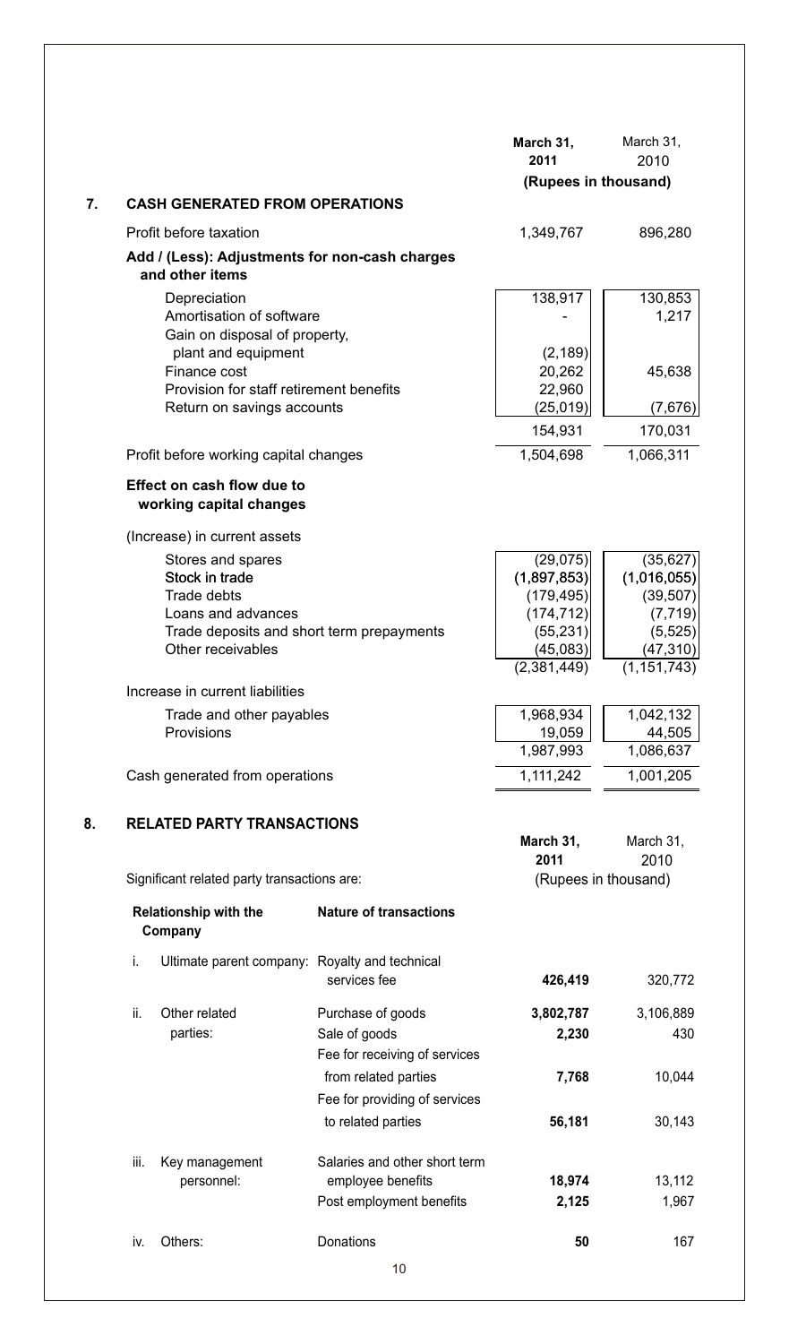## 7. CASH GENERATED FROM OPERATIONS

| | March 31, 2011 | March 31, 2010 |
|---|---|---|
| | (Rupees in thousand) | |
| Profit before taxation | 1,349,767 | 896,280 |
| **Add / (Less): Adjustments for non-cash charges and other items** | | |
| Depreciation | 138,917 | 130,853 |
| Amortisation of software | - | 1,217 |
| Gain on disposal of property, plant and equipment | (2,189) | |
| Finance cost | 20,262 | 45,638 |
| Provision for staff retirement benefits | 22,960 | |
| Return on savings accounts | (25,019) | (7,676) |
| | 154,931 | 170,031 |
| Profit before working capital changes | 1,504,698 | 1,066,311 |
| **Effect on cash flow due to working capital changes** | | |
| (Increase) in current assets | | |
| Stores and spares | (29,075) | (35,627) |
| Stock in trade | (1,897,853) | (1,016,055) |
| Trade debts | (179,495) | (39,507) |
| Loans and advances | (174,712) | (7,719) |
| Trade deposits and short term prepayments | (55,231) | (5,525) |
| Other receivables | (45,083) | (47,310) |
| | (2,381,449) | (1,151,743) |
| Increase in current liabilities | | |
| Trade and other payables | 1,968,934 | 1,042,132 |
| Provisions | 19,059 | 44,505 |
| | 1,987,993 | 1,086,637 |
| Cash generated from operations | 1,111,242 | 1,001,205 |

## 8. RELATED PARTY TRANSACTIONS

Significant related party transactions are:

| Relationship with the Company | Nature of transactions | March 31, 2011 | March 31, 2010 |
|---|---|---|---|
| | | (Rupees in thousand) | |
| i. Ultimate parent company: | Royalty and technical services fee | **426,419** | 320,772 |
| ii. Other related parties: | Purchase of goods | **3,802,787** | 3,106,889 |
| | Sale of goods | **2,230** | 430 |
| | Fee for receiving of services from related parties | **7,768** | 10,044 |
| | Fee for providing of services to related parties | **56,181** | 30,143 |
| iii. Key management personnel: | Salaries and other short term employee benefits | **18,974** | 13,112 |
| | Post employment benefits | **2,125** | 1,967 |
| iv. Others: | Donations | **50** | 167 |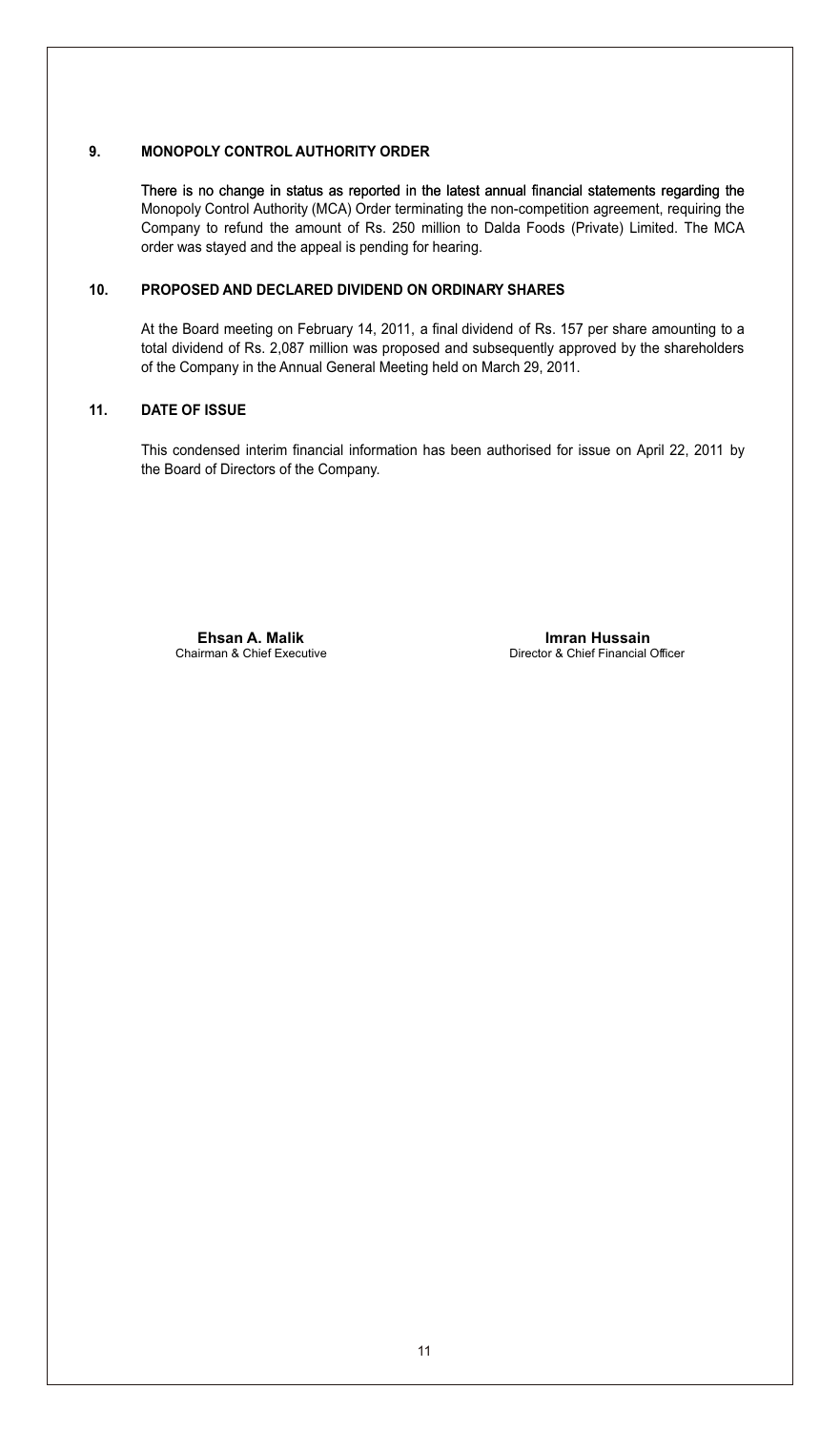## 9. MONOPOLY CONTROL AUTHORITY ORDER

There is no change in status as reported in the latest annual financial statements regarding the Monopoly Control Authority (MCA) Order terminating the non-competition agreement, requiring the Company to refund the amount of Rs. 250 million to Dalda Foods (Private) Limited. The MCA order was stayed and the appeal is pending for hearing.

## 10. PROPOSED AND DECLARED DIVIDEND ON ORDINARY SHARES

At the Board meeting on February 14, 2011, a final dividend of Rs. 157 per share amounting to a total dividend of Rs. 2,087 million was proposed and subsequently approved by the shareholders of the Company in the Annual General Meeting held on March 29, 2011.

## 11. DATE OF ISSUE

This condensed interim financial information has been authorised for issue on April 22, 2011 by the Board of Directors of the Company.

**Ehsan A. Malik**
Chairman & Chief Executive

**Imran Hussain**
Director & Chief Financial Officer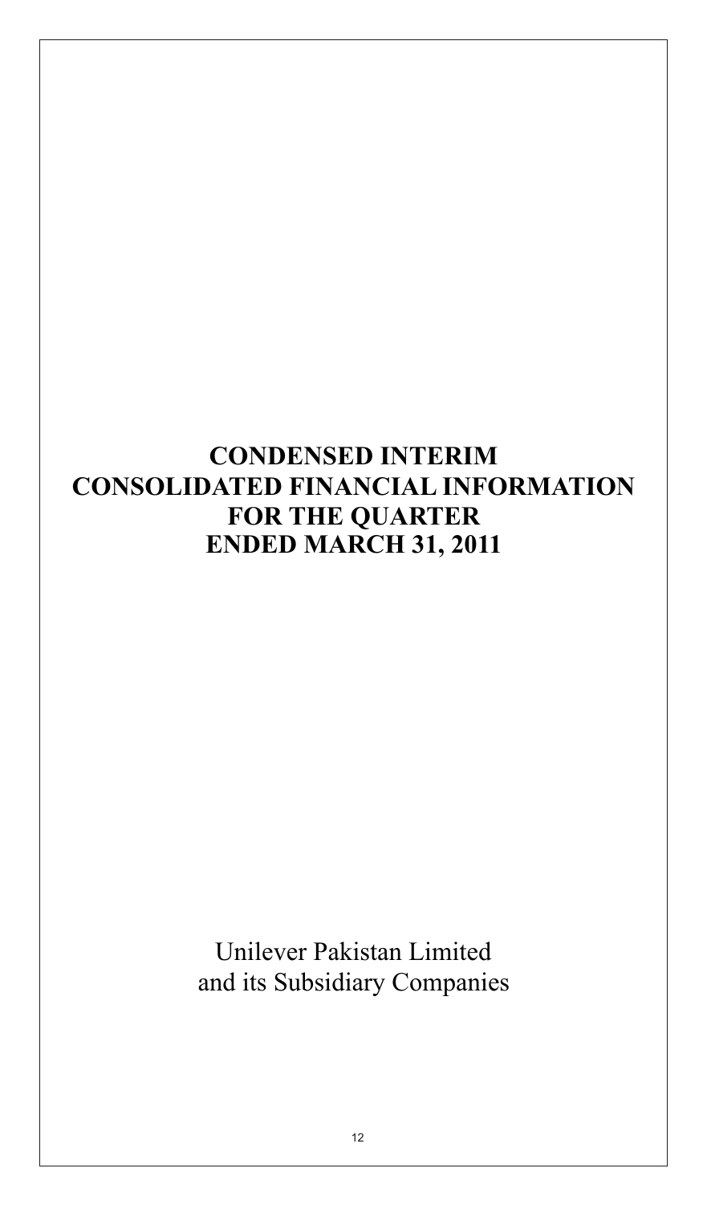# CONDENSED INTERIM CONSOLIDATED FINANCIAL INFORMATION FOR THE QUARTER ENDED MARCH 31, 2011

Unilever Pakistan Limited
and its Subsidiary Companies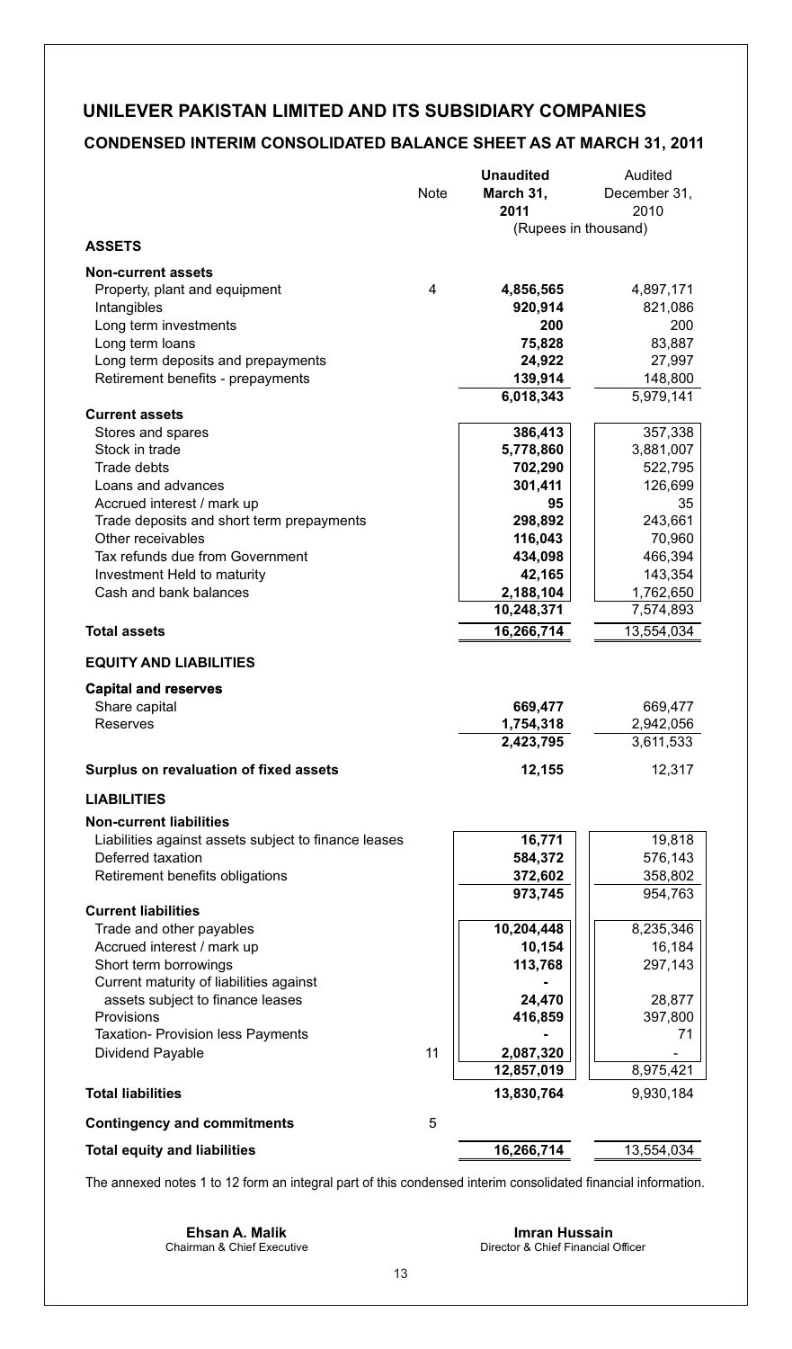# UNILEVER PAKISTAN LIMITED AND ITS SUBSIDIARY COMPANIES

## CONDENSED INTERIM CONSOLIDATED BALANCE SHEET AS AT MARCH 31, 2011

| | Note | **Unaudited March 31, 2011** | Audited December 31, 2010 |
|---|---|---|---|
| | | (Rupees in thousand) | |
| **ASSETS** | | | |
| **Non-current assets** | | | |
| Property, plant and equipment | 4 | **4,856,565** | 4,897,171 |
| Intangibles | | **920,914** | 821,086 |
| Long term investments | | **200** | 200 |
| Long term loans | | **75,828** | 83,887 |
| Long term deposits and prepayments | | **24,922** | 27,997 |
| Retirement benefits - prepayments | | **139,914** | 148,800 |
| | | **6,018,343** | 5,979,141 |
| **Current assets** | | | |
| Stores and spares | | **386,413** | 357,338 |
| Stock in trade | | **5,778,860** | 3,881,007 |
| Trade debts | | **702,290** | 522,795 |
| Loans and advances | | **301,411** | 126,699 |
| Accrued interest / mark up | | **95** | 35 |
| Trade deposits and short term prepayments | | **298,892** | 243,661 |
| Other receivables | | **116,043** | 70,960 |
| Tax refunds due from Government | | **434,098** | 466,394 |
| Investment Held to maturity | | **42,165** | 143,354 |
| Cash and bank balances | | **2,188,104** | 1,762,650 |
| | | **10,248,371** | 7,574,893 |
| **Total assets** | | **16,266,714** | 13,554,034 |
| **EQUITY AND LIABILITIES** | | | |
| **Capital and reserves** | | | |
| Share capital | | **669,477** | 669,477 |
| Reserves | | **1,754,318** | 2,942,056 |
| | | **2,423,795** | 3,611,533 |
| **Surplus on revaluation of fixed assets** | | **12,155** | 12,317 |
| **LIABILITIES** | | | |
| **Non-current liabilities** | | | |
| Liabilities against assets subject to finance leases | | **16,771** | 19,818 |
| Deferred taxation | | **584,372** | 576,143 |
| Retirement benefits obligations | | **372,602** | 358,802 |
| | | **973,745** | 954,763 |
| **Current liabilities** | | | |
| Trade and other payables | | **10,204,448** | 8,235,346 |
| Accrued interest / mark up | | **10,154** | 16,184 |
| Short term borrowings | | **113,768** | 297,143 |
| Current maturity of liabilities against assets subject to finance leases | | **24,470** | 28,877 |
| Provisions | | **416,859** | 397,800 |
| Taxation- Provision less Payments | | **-** | 71 |
| Dividend Payable | 11 | **2,087,320** | - |
| | | **12,857,019** | 8,975,421 |
| **Total liabilities** | | **13,830,764** | 9,930,184 |
| **Contingency and commitments** | 5 | | |
| **Total equity and liabilities** | | **16,266,714** | 13,554,034 |

The annexed notes 1 to 12 form an integral part of this condensed interim consolidated financial information.

**Ehsan A. Malik**
Chairman & Chief Executive

**Imran Hussain**
Director & Chief Financial Officer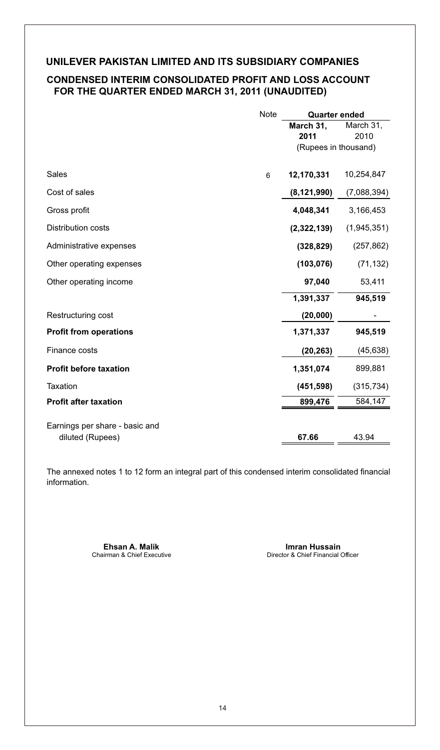# UNILEVER PAKISTAN LIMITED AND ITS SUBSIDIARY COMPANIES

## CONDENSED INTERIM CONSOLIDATED PROFIT AND LOSS ACCOUNT FOR THE QUARTER ENDED MARCH 31, 2011 (UNAUDITED)

| | Note | Quarter ended | |
|---|---|---|---|
| | | **March 31, 2011** | March 31, 2010 |
| | | (Rupees in thousand) | |
| Sales | 6 | **12,170,331** | 10,254,847 |
| Cost of sales | | **(8,121,990)** | (7,088,394) |
| Gross profit | | **4,048,341** | 3,166,453 |
| Distribution costs | | **(2,322,139)** | (1,945,351) |
| Administrative expenses | | **(328,829)** | (257,862) |
| Other operating expenses | | **(103,076)** | (71,132) |
| Other operating income | | **97,040** | 53,411 |
| | | **1,391,337** | **945,519** |
| Restructuring cost | | **(20,000)** | - |
| **Profit from operations** | | **1,371,337** | **945,519** |
| Finance costs | | **(20,263)** | (45,638) |
| **Profit before taxation** | | **1,351,074** | 899,881 |
| Taxation | | **(451,598)** | (315,734) |
| **Profit after taxation** | | **899,476** | 584,147 |
| Earnings per share - basic and diluted (Rupees) | | **67.66** | 43.94 |

The annexed notes 1 to 12 form an integral part of this condensed interim consolidated financial information.

**Ehsan A. Malik**
Chairman & Chief Executive

**Imran Hussain**
Director & Chief Financial Officer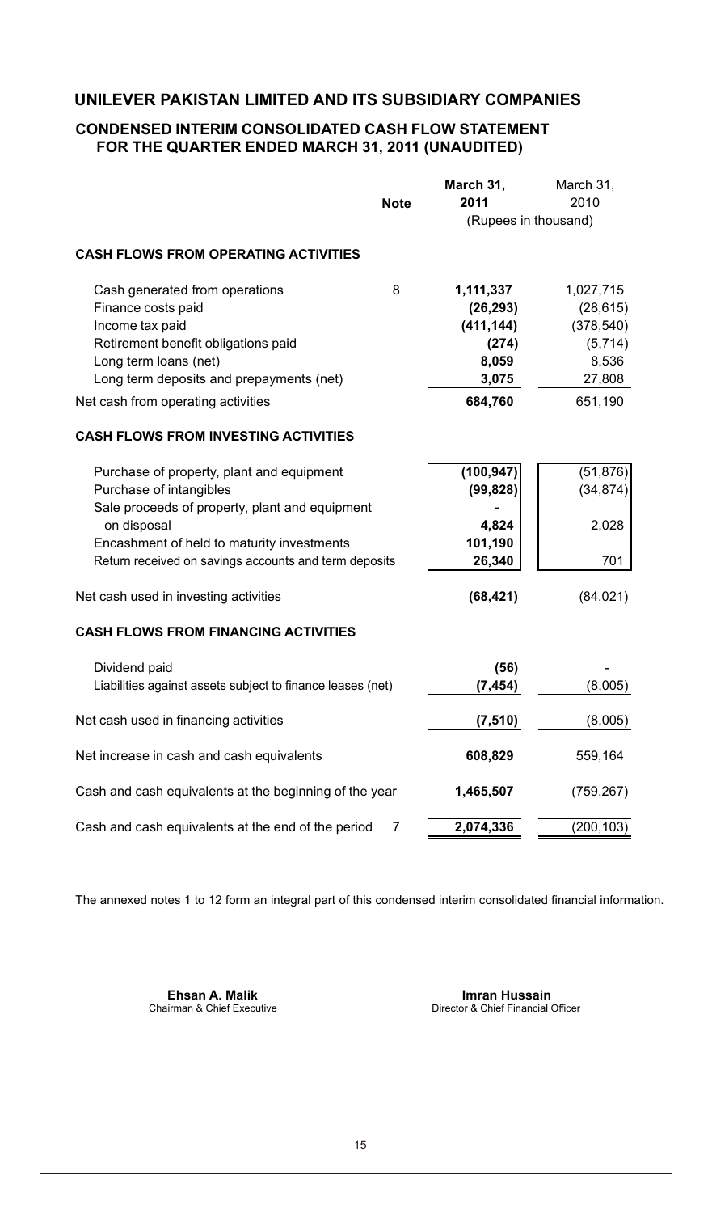# UNILEVER PAKISTAN LIMITED AND ITS SUBSIDIARY COMPANIES

## CONDENSED INTERIM CONSOLIDATED CASH FLOW STATEMENT FOR THE QUARTER ENDED MARCH 31, 2011 (UNAUDITED)

| | Note | March 31, 2011 | March 31, 2010 |
|---|---|---|---|
| | | (Rupees in thousand) | |
| **CASH FLOWS FROM OPERATING ACTIVITIES** | | | |
| Cash generated from operations | 8 | **1,111,337** | 1,027,715 |
| Finance costs paid | | **(26,293)** | (28,615) |
| Income tax paid | | **(411,144)** | (378,540) |
| Retirement benefit obligations paid | | **(274)** | (5,714) |
| Long term loans (net) | | **8,059** | 8,536 |
| Long term deposits and prepayments (net) | | **3,075** | 27,808 |
| Net cash from operating activities | | **684,760** | 651,190 |
| **CASH FLOWS FROM INVESTING ACTIVITIES** | | | |
| Purchase of property, plant and equipment | | **(100,947)** | (51,876) |
| Purchase of intangibles | | **(99,828)** | (34,874) |
| Sale proceeds of property, plant and equipment on disposal | | **4,824** | 2,028 |
| Encashment of held to maturity investments | | **101,190** | - |
| Return received on savings accounts and term deposits | | **26,340** | 701 |
| Net cash used in investing activities | | **(68,421)** | (84,021) |
| **CASH FLOWS FROM FINANCING ACTIVITIES** | | | |
| Dividend paid | | **(56)** | - |
| Liabilities against assets subject to finance leases (net) | | **(7,454)** | (8,005) |
| Net cash used in financing activities | | **(7,510)** | (8,005) |
| Net increase in cash and cash equivalents | | **608,829** | 559,164 |
| Cash and cash equivalents at the beginning of the year | | **1,465,507** | (759,267) |
| Cash and cash equivalents at the end of the period | 7 | **2,074,336** | (200,103) |

The annexed notes 1 to 12 form an integral part of this condensed interim consolidated financial information.

**Ehsan A. Malik**
Chairman & Chief Executive

**Imran Hussain**
Director & Chief Financial Officer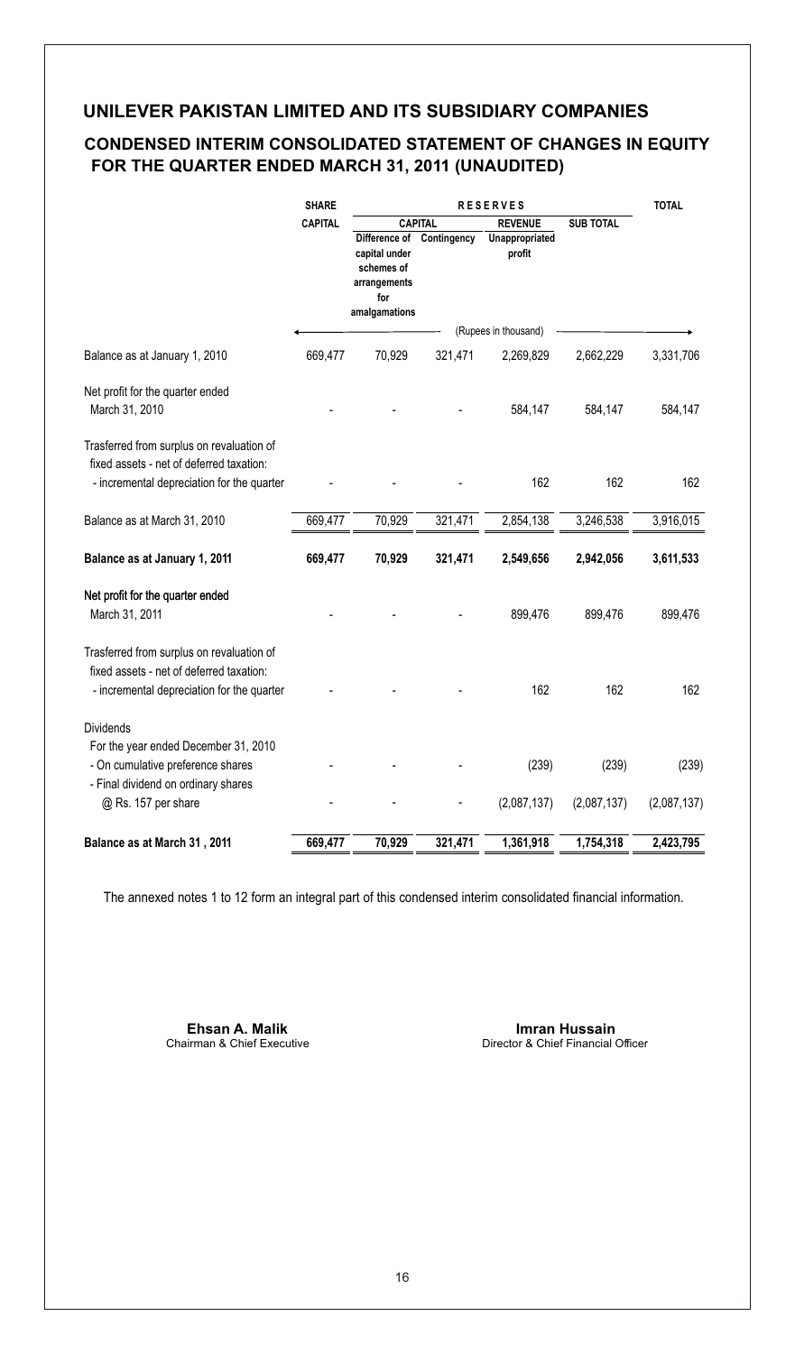# UNILEVER PAKISTAN LIMITED AND ITS SUBSIDIARY COMPANIES

## CONDENSED INTERIM CONSOLIDATED STATEMENT OF CHANGES IN EQUITY FOR THE QUARTER ENDED MARCH 31, 2011 (UNAUDITED)

| | SHARE CAPITAL | RESERVES | | | | TOTAL |
|---|---|---|---|---|---|---|
| | | CAPITAL | | REVENUE | SUB TOTAL | |
| | | Difference of capital under schemes of arrangements for amalgamations | Contingency | Unappropriated profit | | |
| | (Rupees in thousand) | | | | | |
| Balance as at January 1, 2010 | 669,477 | 70,929 | 321,471 | 2,269,829 | 2,662,229 | 3,331,706 |
| Net profit for the quarter ended March 31, 2010 | - | - | - | 584,147 | 584,147 | 584,147 |
| Trasferred from surplus on revaluation of fixed assets - net of deferred taxation: - incremental depreciation for the quarter | - | - | - | 162 | 162 | 162 |
| Balance as at March 31, 2010 | 669,477 | 70,929 | 321,471 | 2,854,138 | 3,246,538 | 3,916,015 |
| **Balance as at January 1, 2011** | **669,477** | **70,929** | **321,471** | **2,549,656** | **2,942,056** | **3,611,533** |
| Net profit for the quarter ended March 31, 2011 | - | - | - | 899,476 | 899,476 | 899,476 |
| Trasferred from surplus on revaluation of fixed assets - net of deferred taxation: - incremental depreciation for the quarter | - | - | - | 162 | 162 | 162 |
| Dividends | | | | | | |
| For the year ended December 31, 2010 | | | | | | |
| - On cumulative preference shares | - | - | - | (239) | (239) | (239) |
| - Final dividend on ordinary shares @ Rs. 157 per share | - | - | - | (2,087,137) | (2,087,137) | (2,087,137) |
| **Balance as at March 31 , 2011** | **669,477** | **70,929** | **321,471** | **1,361,918** | **1,754,318** | **2,423,795** |

The annexed notes 1 to 12 form an integral part of this condensed interim consolidated financial information.

**Ehsan A. Malik**
Chairman & Chief Executive

**Imran Hussain**
Director & Chief Financial Officer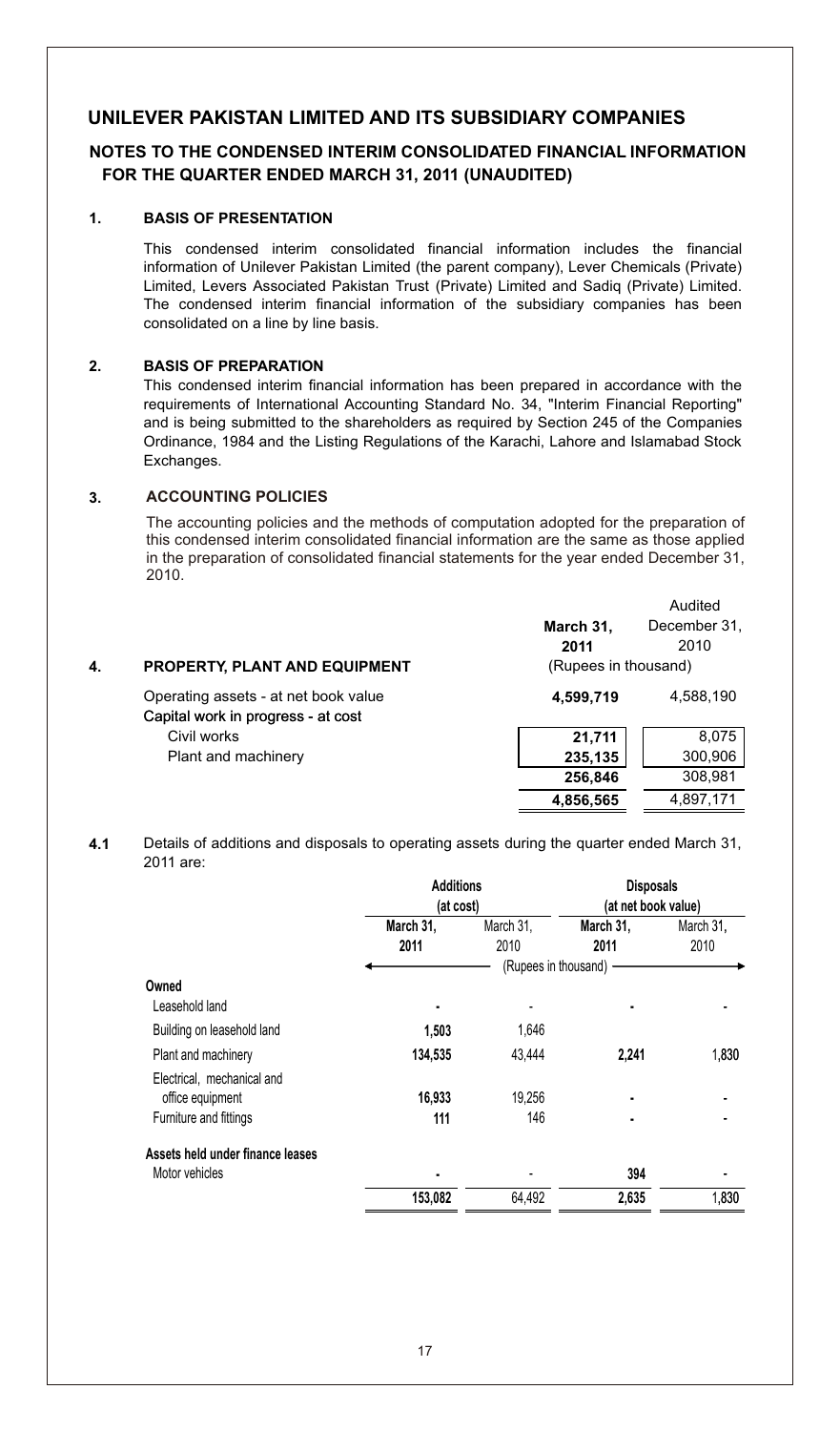# UNILEVER PAKISTAN LIMITED AND ITS SUBSIDIARY COMPANIES

## NOTES TO THE CONDENSED INTERIM CONSOLIDATED FINANCIAL INFORMATION FOR THE QUARTER ENDED MARCH 31, 2011 (UNAUDITED)

### 1. BASIS OF PRESENTATION

This condensed interim consolidated financial information includes the financial information of Unilever Pakistan Limited (the parent company), Lever Chemicals (Private) Limited, Levers Associated Pakistan Trust (Private) Limited and Sadiq (Private) Limited. The condensed interim financial information of the subsidiary companies has been consolidated on a line by line basis.

### 2. BASIS OF PREPARATION

This condensed interim financial information has been prepared in accordance with the requirements of International Accounting Standard No. 34, "Interim Financial Reporting" and is being submitted to the shareholders as required by Section 245 of the Companies Ordinance, 1984 and the Listing Regulations of the Karachi, Lahore and Islamabad Stock Exchanges.

### 3. ACCOUNTING POLICIES

The accounting policies and the methods of computation adopted for the preparation of this condensed interim consolidated financial information are the same as those applied in the preparation of consolidated financial statements for the year ended December 31, 2010.

### 4. PROPERTY, PLANT AND EQUIPMENT

| | March 31, 2011 | Audited December 31, 2010 |
|---|---|---|
| | (Rupees in thousand) | |
| Operating assets - at net book value | **4,599,719** | 4,588,190 |
| Capital work in progress - at cost | | |
| Civil works | **21,711** | 8,075 |
| Plant and machinery | **235,135** | 300,906 |
| | **256,846** | 308,981 |
| | **4,856,565** | 4,897,171 |

**4.1** Details of additions and disposals to operating assets during the quarter ended March 31, 2011 are:

| | Additions (at cost) | | Disposals (at net book value) | |
|---|---|---|---|---|
| | **March 31, 2011** | March 31, 2010 | **March 31, 2011** | March 31, 2010 |
| | (Rupees in thousand) | | | |
| **Owned** | | | | |
| Leasehold land | **-** | - | **-** | - |
| Building on leasehold land | **1,503** | 1,646 | | |
| Plant and machinery | **134,535** | 43,444 | **2,241** | 1,830 |
| Electrical, mechanical and office equipment | **16,933** | 19,256 | **-** | - |
| Furniture and fittings | **111** | 146 | **-** | - |
| **Assets held under finance leases** | | | | |
| Motor vehicles | **-** | - | **394** | - |
| | **153,082** | 64,492 | **2,635** | 1,830 |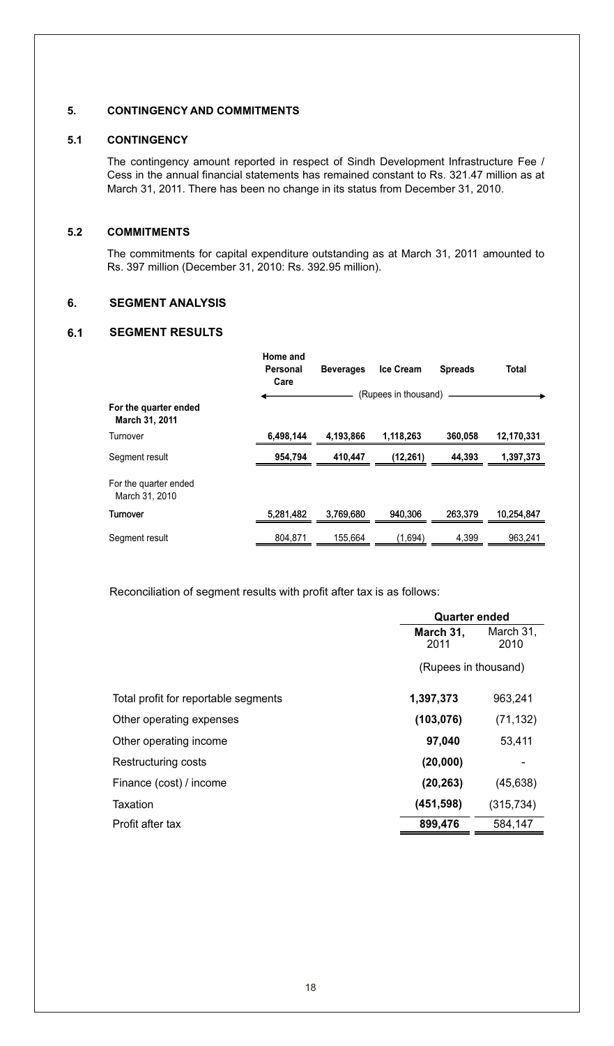## 5. CONTINGENCY AND COMMITMENTS

### 5.1 CONTINGENCY

The contingency amount reported in respect of Sindh Development Infrastructure Fee / Cess in the annual financial statements has remained constant to Rs. 321.47 million as at March 31, 2011. There has been no change in its status from December 31, 2010.

### 5.2 COMMITMENTS

The commitments for capital expenditure outstanding as at March 31, 2011 amounted to Rs. 397 million (December 31, 2010: Rs. 392.95 million).

## 6. SEGMENT ANALYSIS

### 6.1 SEGMENT RESULTS

| | Home and Personal Care | Beverages | Ice Cream | Spreads | Total |
|---|---|---|---|---|---|
| | (Rupees in thousand) | | | | |
| **For the quarter ended March 31, 2011** | | | | | |
| Turnover | **6,498,144** | **4,193,866** | **1,118,263** | **360,058** | **12,170,331** |
| Segment result | **954,794** | **410,447** | **(12,261)** | **44,393** | **1,397,373** |
| For the quarter ended March 31, 2010 | | | | | |
| **Turnover** | 5,281,482 | 3,769,680 | 940,306 | 263,379 | 10,254,847 |
| Segment result | 804,871 | 155,664 | (1,694) | 4,399 | 963,241 |

Reconciliation of segment results with profit after tax is as follows:

| | Quarter ended | |
|---|---|---|
| | **March 31, 2011** | March 31, 2010 |
| | (Rupees in thousand) | |
| Total profit for reportable segments | **1,397,373** | 963,241 |
| Other operating expenses | **(103,076)** | (71,132) |
| Other operating income | **97,040** | 53,411 |
| Restructuring costs | **(20,000)** | - |
| Finance (cost) / income | **(20,263)** | (45,638) |
| Taxation | **(451,598)** | (315,734) |
| Profit after tax | **899,476** | 584,147 |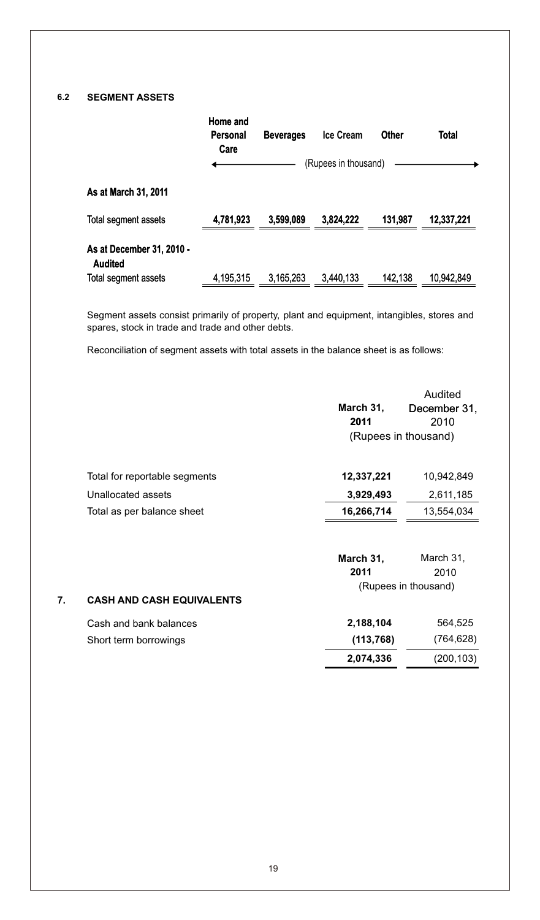### 6.2 SEGMENT ASSETS

| | Home and Personal Care | Beverages | Ice Cream | Other | Total |
|---|---|---|---|---|---|
| | (Rupees in thousand) | | | | |
| **As at March 31, 2011** | | | | | |
| Total segment assets | **4,781,923** | **3,599,089** | **3,824,222** | **131,987** | **12,337,221** |
| **As at December 31, 2010 - Audited** | | | | | |
| Total segment assets | 4,195,315 | 3,165,263 | 3,440,133 | 142,138 | 10,942,849 |

Segment assets consist primarily of property, plant and equipment, intangibles, stores and spares, stock in trade and trade and other debts.

Reconciliation of segment assets with total assets in the balance sheet is as follows:

| | March 31, 2011 | Audited December 31, 2010 |
|---|---|---|
| | (Rupees in thousand) | |
| Total for reportable segments | **12,337,221** | 10,942,849 |
| Unallocated assets | **3,929,493** | 2,611,185 |
| Total as per balance sheet | **16,266,714** | 13,554,034 |

### 7. CASH AND CASH EQUIVALENTS

| | March 31, 2011 | March 31, 2010 |
|---|---|---|
| | (Rupees in thousand) | |
| Cash and bank balances | **2,188,104** | 564,525 |
| Short term borrowings | **(113,768)** | (764,628) |
| | **2,074,336** | (200,103) |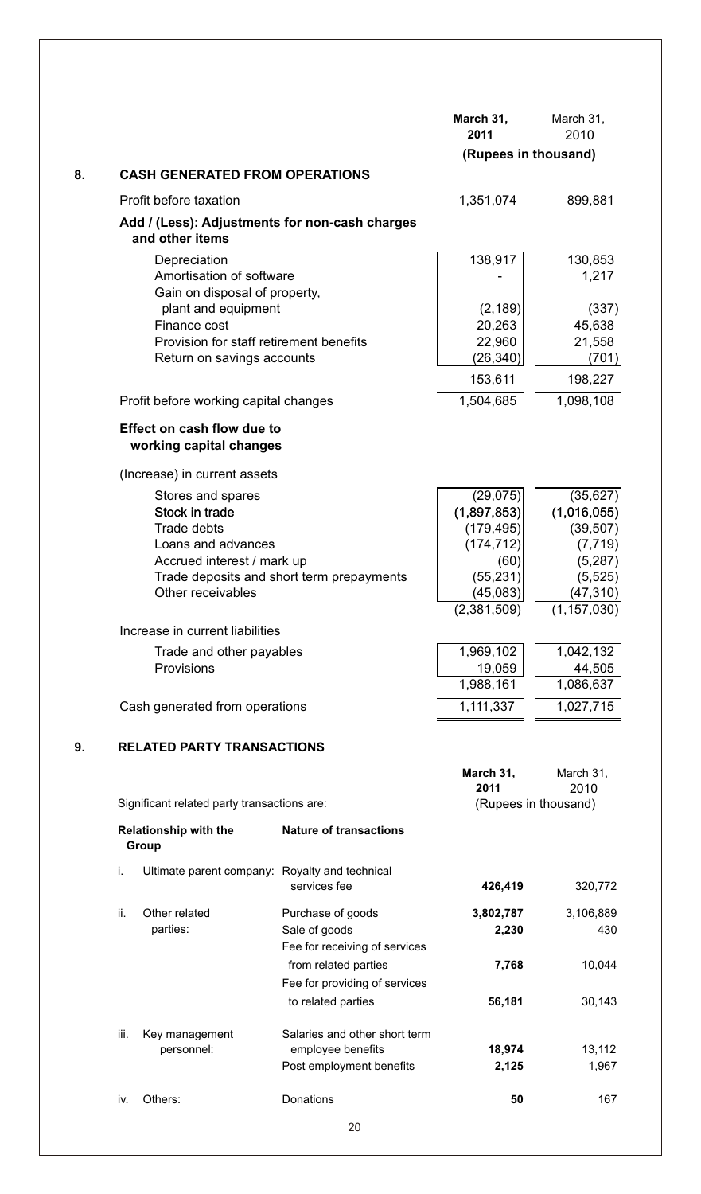## 8. CASH GENERATED FROM OPERATIONS

| | March 31, 2011 | March 31, 2010 |
|---|---|---|
| | (Rupees in thousand) | |
| Profit before taxation | 1,351,074 | 899,881 |
| **Add / (Less): Adjustments for non-cash charges and other items** | | |
| Depreciation | 138,917 | 130,853 |
| Amortisation of software | - | 1,217 |
| Gain on disposal of property, plant and equipment | (2,189) | (337) |
| Finance cost | 20,263 | 45,638 |
| Provision for staff retirement benefits | 22,960 | 21,558 |
| Return on savings accounts | (26,340) | (701) |
| | 153,611 | 198,227 |
| Profit before working capital changes | 1,504,685 | 1,098,108 |
| **Effect on cash flow due to working capital changes** | | |
| (Increase) in current assets | | |
| Stores and spares | (29,075) | (35,627) |
| Stock in trade | (1,897,853) | (1,016,055) |
| Trade debts | (179,495) | (39,507) |
| Loans and advances | (174,712) | (7,719) |
| Accrued interest / mark up | (60) | (5,287) |
| Trade deposits and short term prepayments | (55,231) | (5,525) |
| Other receivables | (45,083) | (47,310) |
| | (2,381,509) | (1,157,030) |
| Increase in current liabilities | | |
| Trade and other payables | 1,969,102 | 1,042,132 |
| Provisions | 19,059 | 44,505 |
| | 1,988,161 | 1,086,637 |
| Cash generated from operations | 1,111,337 | 1,027,715 |

## 9. RELATED PARTY TRANSACTIONS

Significant related party transactions are:

| | Relationship with the Group | Nature of transactions | March 31, 2011 | March 31, 2010 |
|---|---|---|---|---|
| | | | (Rupees in thousand) | |
| i. | Ultimate parent company: | Royalty and technical services fee | **426,419** | 320,772 |
| ii. | Other related parties: | Purchase of goods | **3,802,787** | 3,106,889 |
| | | Sale of goods | **2,230** | 430 |
| | | Fee for receiving of services from related parties | **7,768** | 10,044 |
| | | Fee for providing of services to related parties | **56,181** | 30,143 |
| iii. | Key management personnel: | Salaries and other short term employee benefits | **18,974** | 13,112 |
| | | Post employment benefits | **2,125** | 1,967 |
| iv. | Others: | Donations | **50** | 167 |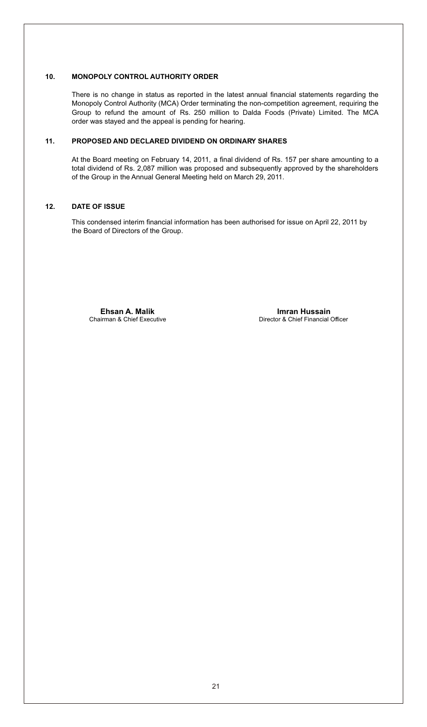## 10. MONOPOLY CONTROL AUTHORITY ORDER

There is no change in status as reported in the latest annual financial statements regarding the Monopoly Control Authority (MCA) Order terminating the non-competition agreement, requiring the Group to refund the amount of Rs. 250 million to Dalda Foods (Private) Limited. The MCA order was stayed and the appeal is pending for hearing.

## 11. PROPOSED AND DECLARED DIVIDEND ON ORDINARY SHARES

At the Board meeting on February 14, 2011, a final dividend of Rs. 157 per share amounting to a total dividend of Rs. 2,087 million was proposed and subsequently approved by the shareholders of the Group in the Annual General Meeting held on March 29, 2011.

## 12. DATE OF ISSUE

This condensed interim financial information has been authorised for issue on April 22, 2011 by the Board of Directors of the Group.

**Ehsan A. Malik**
Chairman & Chief Executive

**Imran Hussain**
Director & Chief Financial Officer